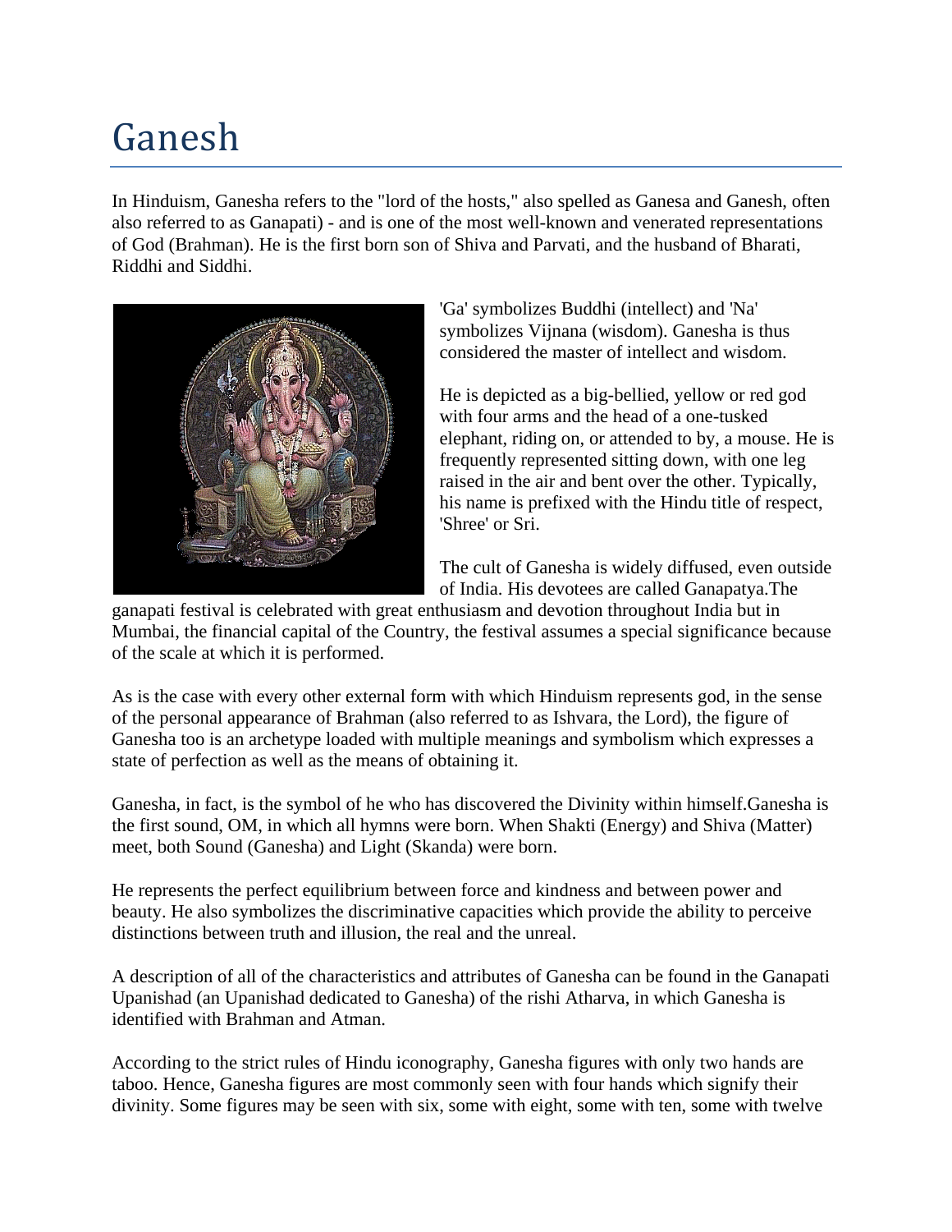# Ganesh

In Hinduism, Ganesha refers to the "lord of the hosts," also spelled as Ganesa and Ganesh, often also referred to as Ganapati) - and is one of the most well-known and venerated representations of God (Brahman). He is the first born son of Shiva and Parvati, and the husband of Bharati, Riddhi and Siddhi.

'Ga' symbolizes Buddhi (intellect) and 'Na' symbolizes Vijnana (wisdom). Ganesha is thus considered the master of intellect and wisdom.

He is depicted as a big-bellied, yellow or red god with four arms and the head of a one-tusked elephant, riding on, or attended to by, a mouse. He is frequently represented sitting down, with one leg raised in the air and bent over the other. Typically, his name is prefixed with the Hindu title of respect, 'Shree' or Sri.

The cult of Ganesha is widely diffused, even outside of India. His devotees are called Ganapatya.The ganapati festival is celebrated with great enthusiasm and devotion throughout India but in Mumbai, the financial capital of the Country, the festival assumes a special significance because of the scale at which it is performed.

As is the case with every other external form with which Hinduism represents god, in the sense of the personal appearance of Brahman (also referred to as Ishvara, the Lord), the figure of Ganesha too is an archetype loaded with multiple meanings and symbolism which expresses a state of perfection as well as the means of obtaining it.

Ganesha, in fact, is the symbol of he who has discovered the Divinity within himself.Ganesha is the first sound, OM, in which all hymns were born. When Shakti (Energy) and Shiva (Matter) meet, both Sound (Ganesha) and Light (Skanda) were born.

He represents the perfect equilibrium between force and kindness and between power and beauty. He also symbolizes the discriminative capacities which provide the ability to perceive distinctions between truth and illusion, the real and the unreal.

A description of all of the characteristics and attributes of Ganesha can be found in the Ganapati Upanishad (an Upanishad dedicated to Ganesha) of the rishi Atharva, in which Ganesha is identified with Brahman and Atman.

According to the strict rules of Hindu iconography, Ganesha figures with only two hands are taboo. Hence, Ganesha figures are most commonly seen with four hands which signify their divinity. Some figures may be seen with six, some with eight, some with ten, some with twelve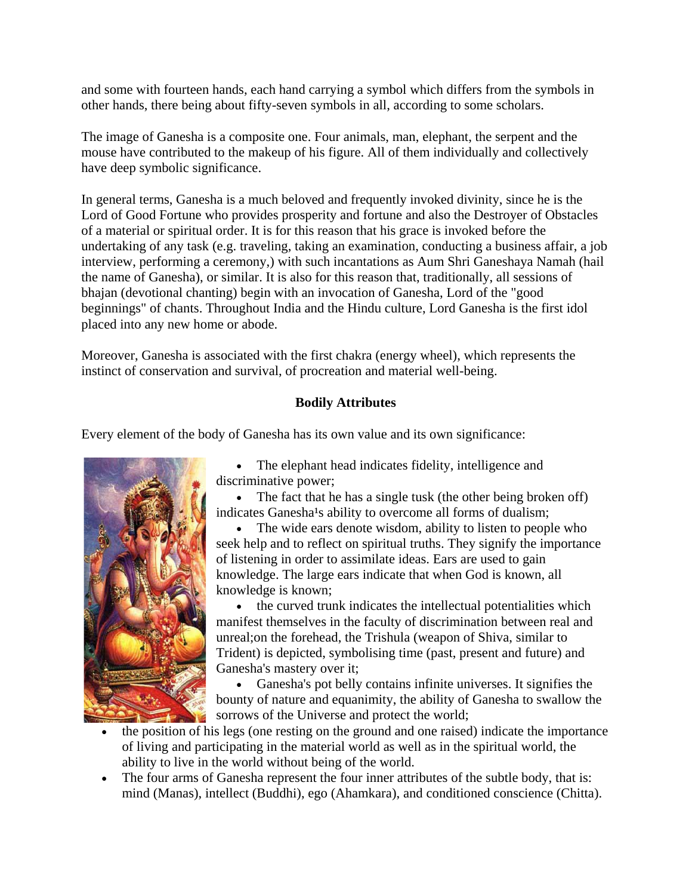and some with fourteen hands, each hand carrying a symbol which differs from the symbols in other hands, there being about fifty-seven symbols in all, according to some scholars.

The image of Ganesha is a composite one. Four animals, man, elephant, the serpent and the mouse have contributed to the makeup of his figure. All of them individually and collectively have deep symbolic significance.

In general terms, Ganesha is a much beloved and frequently invoked divinity, since he is the Lord of Good Fortune who provides prosperity and fortune and also the Destroyer of Obstacles of a material or spiritual order. It is for this reason that his grace is invoked before the undertaking of any task (e.g. traveling, taking an examination, conducting a business affair, a job interview, performing a ceremony,) with such incantations as Aum Shri Ganeshaya Namah (hail the name of Ganesha), or similar. It is also for this reason that, traditionally, all sessions of bhajan (devotional chanting) begin with an invocation of Ganesha, Lord of the "good beginnings" of chants. Throughout India and the Hindu culture, Lord Ganesha is the first idol placed into any new home or abode.

Moreover, Ganesha is associated with the first chakra (energy wheel), which represents the instinct of conservation and survival, of procreation and material well-being.

### Bodily Attributes

Every element of the body of Ganesha has its own value and its own significance:

- The elephant head indicates fidelity, intelligence and discriminative power;
- The fact that he has a single tusk (the other being broken off) indicates Ganesha¹s ability to overcome all forms of dualism;
- The wide ears denote wisdom, ability to listen to people who seek help and to reflect on spiritual truths. They signify the importance of listening in order to assimilate ideas. Ears are used to gain knowledge. The large ears indicate that when God is known, all knowledge is known;
- the curved trunk indicates the intellectual potentialities which manifest themselves in the faculty of discrimination between real and unreal;on the forehead, the Trishula (weapon of Shiva, similar to Trident) is depicted, symbolising time (past, present and future) and Ganesha's mastery over it;
- Ganesha's pot belly contains infinite universes. It signifies the bounty of nature and equanimity, the ability of Ganesha to swallow the sorrows of the Universe and protect the world;
- the position of his legs (one resting on the ground and one raised) indicate the importance of living and participating in the material world as well as in the spiritual world, the ability to live in the world without being of the world.
- The four arms of Ganesha represent the four inner attributes of the subtle body, that is: mind (Manas), intellect (Buddhi), ego (Ahamkara), and conditioned conscience (Chitta).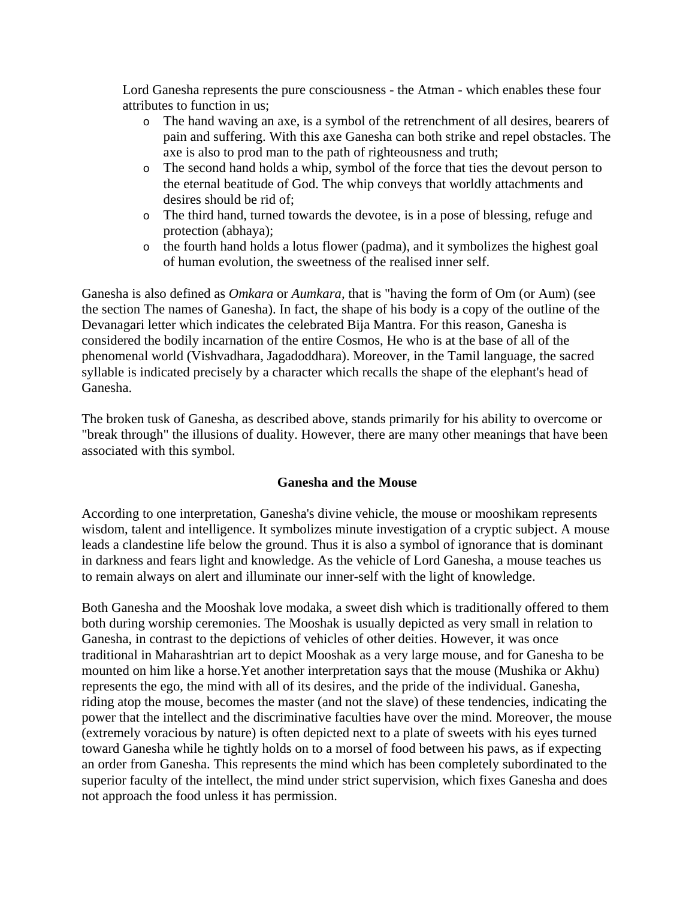Lord Ganesha represents the pure consciousness - the Atman - which enables these four attributes to function in us;

- The hand waving an axe, is a symbol of the retrenchment of all desires, bearers of pain and suffering. With this axe Ganesha can both strike and repel obstacles. The axe is also to prod man to the path of righteousness and truth;
- The second hand holds a whip, symbol of the force that ties the devout person to the eternal beatitude of God. The whip conveys that worldly attachments and desires should be rid of;
- The third hand, turned towards the devotee, is in a pose of blessing, refuge and protection (abhaya);
- the fourth hand holds a lotus flower (padma), and it symbolizes the highest goal of human evolution, the sweetness of the realised inner self.

Ganesha is also defined as *Omkara* or *Aumkara,* that is "having the form of Om (or Aum) (see the section The names of Ganesha). In fact, the shape of his body is a copy of the outline of the Devanagari letter which indicates the celebrated Bija Mantra. For this reason, Ganesha is considered the bodily incarnation of the entire Cosmos, He who is at the base of all of the phenomenal world (Vishvadhara, Jagadoddhara). Moreover, in the Tamil language, the sacred syllable is indicated precisely by a character which recalls the shape of the elephant's head of Ganesha.

The broken tusk of Ganesha, as described above, stands primarily for his ability to overcome or "break through" the illusions of duality. However, there are many other meanings that have been associated with this symbol.

**Ganesha and the Mouse**

According to one interpretation, Ganesha's divine vehicle, the mouse or mooshikam represents wisdom, talent and intelligence. It symbolizes minute investigation of a cryptic subject. A mouse leads a clandestine life below the ground. Thus it is also a symbol of ignorance that is dominant in darkness and fears light and knowledge. As the vehicle of Lord Ganesha, a mouse teaches us to remain always on alert and illuminate our inner-self with the light of knowledge.

Both Ganesha and the Mooshak love modaka, a sweet dish which is traditionally offered to them both during worship ceremonies. The Mooshak is usually depicted as very small in relation to Ganesha, in contrast to the depictions of vehicles of other deities. However, it was once traditional in Maharashtrian art to depict Mooshak as a very large mouse, and for Ganesha to be mounted on him like a horse.Yet another interpretation says that the mouse (Mushika or Akhu) represents the ego, the mind with all of its desires, and the pride of the individual. Ganesha, riding atop the mouse, becomes the master (and not the slave) of these tendencies, indicating the power that the intellect and the discriminative faculties have over the mind. Moreover, the mouse (extremely voracious by nature) is often depicted next to a plate of sweets with his eyes turned toward Ganesha while he tightly holds on to a morsel of food between his paws, as if expecting an order from Ganesha. This represents the mind which has been completely subordinated to the superior faculty of the intellect, the mind under strict supervision, which fixes Ganesha and does not approach the food unless it has permission.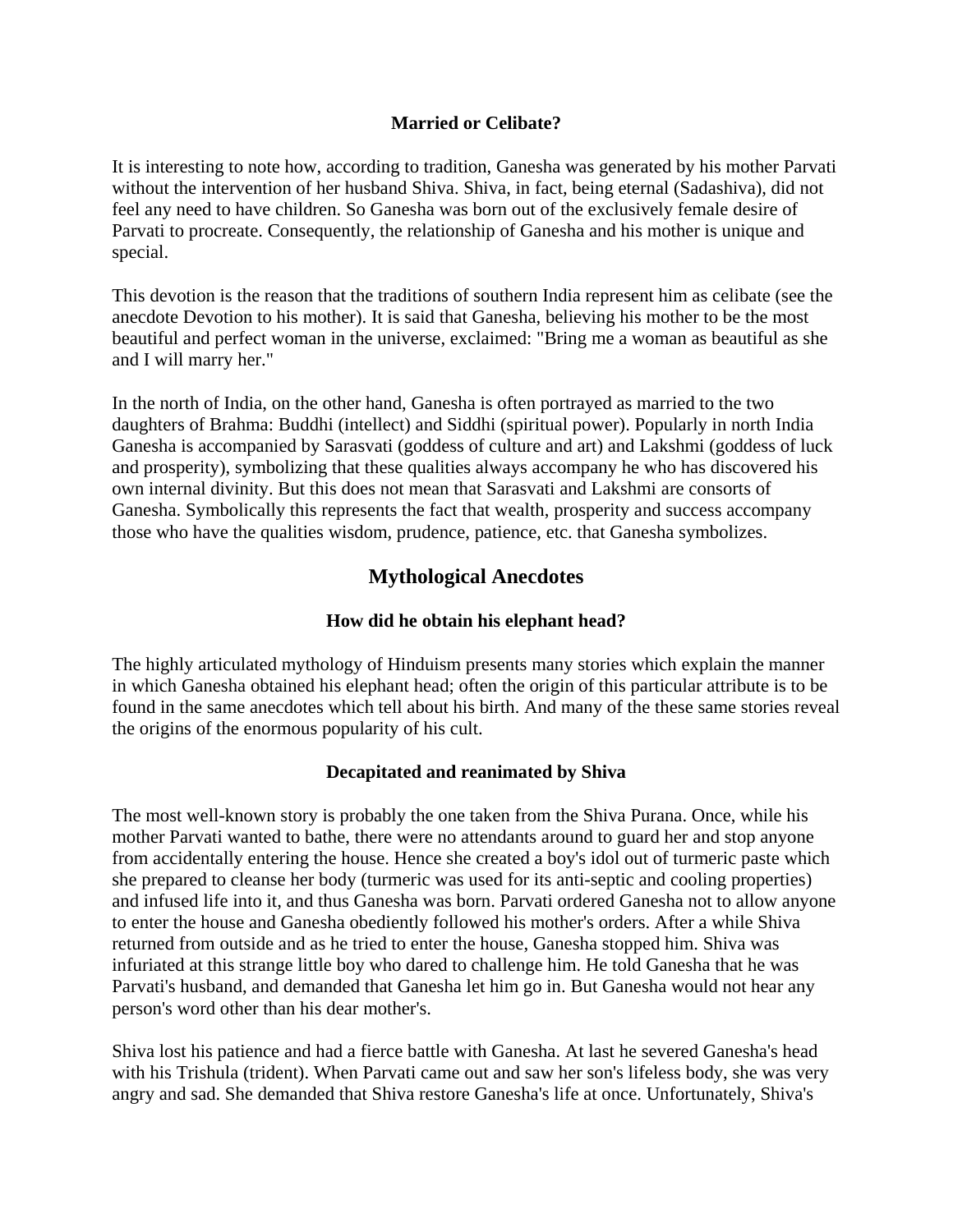### Married or Celibate?

It is interesting to note how, according to tradition, Ganesha was generated by his mother Parvati without the intervention of her husband Shiva. Shiva, in fact, being eternal (Sadashiva), did not feel any need to have children. So Ganesha was born out of the exclusively female desire of Parvati to procreate. Consequently, the relationship of Ganesha and his mother is unique and special.

This devotion is the reason that the traditions of southern India represent him as celibate (see the anecdote Devotion to his mother). It is said that Ganesha, believing his mother to be the most beautiful and perfect woman in the universe, exclaimed: "Bring me a woman as beautiful as she and I will marry her."

In the north of India, on the other hand, Ganesha is often portrayed as married to the two daughters of Brahma: Buddhi (intellect) and Siddhi (spiritual power). Popularly in north India Ganesha is accompanied by Sarasvati (goddess of culture and art) and Lakshmi (goddess of luck and prosperity), symbolizing that these qualities always accompany he who has discovered his own internal divinity. But this does not mean that Sarasvati and Lakshmi are consorts of Ganesha. Symbolically this represents the fact that wealth, prosperity and success accompany those who have the qualities wisdom, prudence, patience, etc. that Ganesha symbolizes.

## Mythological Anecdotes

### How did he obtain his elephant head?

The highly articulated mythology of Hinduism presents many stories which explain the manner in which Ganesha obtained his elephant head; often the origin of this particular attribute is to be found in the same anecdotes which tell about his birth. And many of the these same stories reveal the origins of the enormous popularity of his cult.

### Decapitated and reanimated by Shiva

The most well-known story is probably the one taken from the Shiva Purana. Once, while his mother Parvati wanted to bathe, there were no attendants around to guard her and stop anyone from accidentally entering the house. Hence she created a boy's idol out of turmeric paste which she prepared to cleanse her body (turmeric was used for its anti-septic and cooling properties) and infused life into it, and thus Ganesha was born. Parvati ordered Ganesha not to allow anyone to enter the house and Ganesha obediently followed his mother's orders. After a while Shiva returned from outside and as he tried to enter the house, Ganesha stopped him. Shiva was infuriated at this strange little boy who dared to challenge him. He told Ganesha that he was Parvati's husband, and demanded that Ganesha let him go in. But Ganesha would not hear any person's word other than his dear mother's.

Shiva lost his patience and had a fierce battle with Ganesha. At last he severed Ganesha's head with his Trishula (trident). When Parvati came out and saw her son's lifeless body, she was very angry and sad. She demanded that Shiva restore Ganesha's life at once. Unfortunately, Shiva's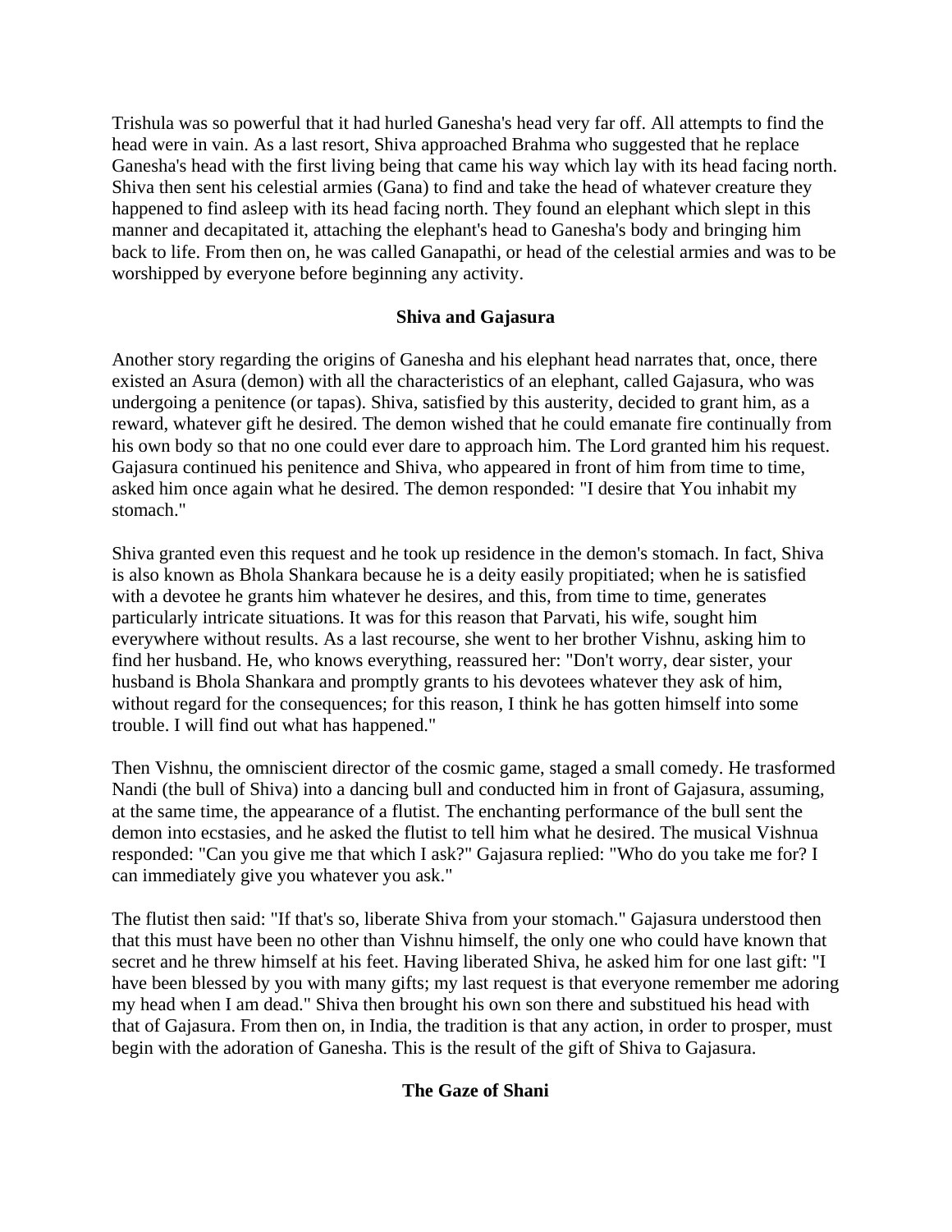Trishula was so powerful that it had hurled Ganesha's head very far off. All attempts to find the head were in vain. As a last resort, Shiva approached Brahma who suggested that he replace Ganesha's head with the first living being that came his way which lay with its head facing north. Shiva then sent his celestial armies (Gana) to find and take the head of whatever creature they happened to find asleep with its head facing north. They found an elephant which slept in this manner and decapitated it, attaching the elephant's head to Ganesha's body and bringing him back to life. From then on, he was called Ganapathi, or head of the celestial armies and was to be worshipped by everyone before beginning any activity.

### Shiva and Gajasura

Another story regarding the origins of Ganesha and his elephant head narrates that, once, there existed an Asura (demon) with all the characteristics of an elephant, called Gajasura, who was undergoing a penitence (or tapas). Shiva, satisfied by this austerity, decided to grant him, as a reward, whatever gift he desired. The demon wished that he could emanate fire continually from his own body so that no one could ever dare to approach him. The Lord granted him his request. Gajasura continued his penitence and Shiva, who appeared in front of him from time to time, asked him once again what he desired. The demon responded: "I desire that You inhabit my stomach."

Shiva granted even this request and he took up residence in the demon's stomach. In fact, Shiva is also known as Bhola Shankara because he is a deity easily propitiated; when he is satisfied with a devotee he grants him whatever he desires, and this, from time to time, generates particularly intricate situations. It was for this reason that Parvati, his wife, sought him everywhere without results. As a last recourse, she went to her brother Vishnu, asking him to find her husband. He, who knows everything, reassured her: "Don't worry, dear sister, your husband is Bhola Shankara and promptly grants to his devotees whatever they ask of him, without regard for the consequences; for this reason, I think he has gotten himself into some trouble. I will find out what has happened."

Then Vishnu, the omniscient director of the cosmic game, staged a small comedy. He trasformed Nandi (the bull of Shiva) into a dancing bull and conducted him in front of Gajasura, assuming, at the same time, the appearance of a flutist. The enchanting performance of the bull sent the demon into ecstasies, and he asked the flutist to tell him what he desired. The musical Vishnua responded: "Can you give me that which I ask?" Gajasura replied: "Who do you take me for? I can immediately give you whatever you ask."

The flutist then said: "If that's so, liberate Shiva from your stomach." Gajasura understood then that this must have been no other than Vishnu himself, the only one who could have known that secret and he threw himself at his feet. Having liberated Shiva, he asked him for one last gift: "I have been blessed by you with many gifts; my last request is that everyone remember me adoring my head when I am dead." Shiva then brought his own son there and substitued his head with that of Gajasura. From then on, in India, the tradition is that any action, in order to prosper, must begin with the adoration of Ganesha. This is the result of the gift of Shiva to Gajasura.

### The Gaze of Shani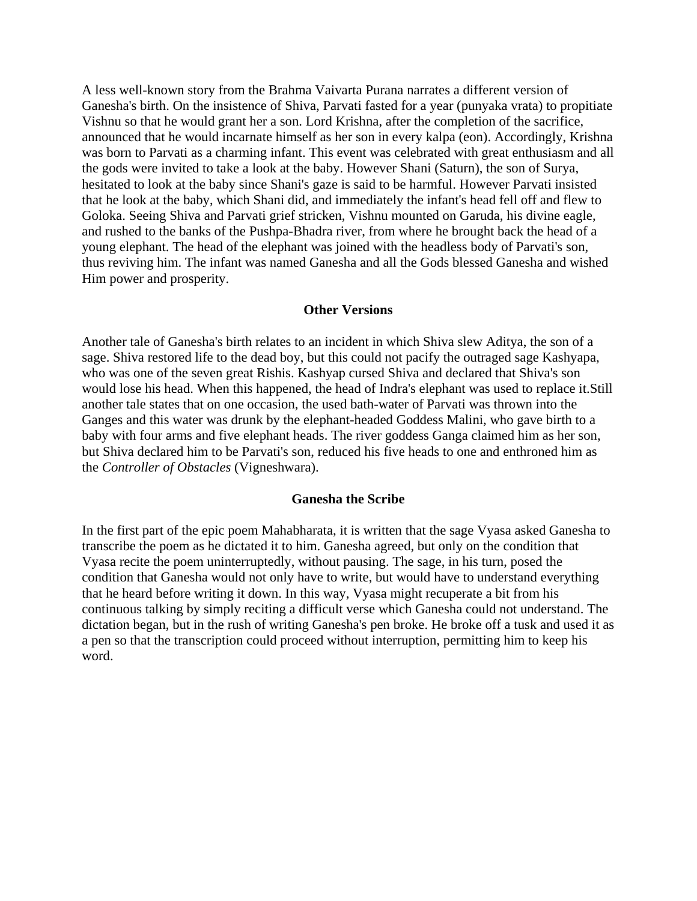A less well-known story from the Brahma Vaivarta Purana narrates a different version of Ganesha's birth. On the insistence of Shiva, Parvati fasted for a year (punyaka vrata) to propitiate Vishnu so that he would grant her a son. Lord Krishna, after the completion of the sacrifice, announced that he would incarnate himself as her son in every kalpa (eon). Accordingly, Krishna was born to Parvati as a charming infant. This event was celebrated with great enthusiasm and all the gods were invited to take a look at the baby. However Shani (Saturn), the son of Surya, hesitated to look at the baby since Shani's gaze is said to be harmful. However Parvati insisted that he look at the baby, which Shani did, and immediately the infant's head fell off and flew to Goloka. Seeing Shiva and Parvati grief stricken, Vishnu mounted on Garuda, his divine eagle, and rushed to the banks of the Pushpa-Bhadra river, from where he brought back the head of a young elephant. The head of the elephant was joined with the headless body of Parvati's son, thus reviving him. The infant was named Ganesha and all the Gods blessed Ganesha and wished Him power and prosperity.

## Other Versions

Another tale of Ganesha's birth relates to an incident in which Shiva slew Aditya, the son of a sage. Shiva restored life to the dead boy, but this could not pacify the outraged sage Kashyapa, who was one of the seven great Rishis. Kashyap cursed Shiva and declared that Shiva's son would lose his head. When this happened, the head of Indra's elephant was used to replace it.Still another tale states that on one occasion, the used bath-water of Parvati was thrown into the Ganges and this water was drunk by the elephant-headed Goddess Malini, who gave birth to a baby with four arms and five elephant heads. The river goddess Ganga claimed him as her son, but Shiva declared him to be Parvati's son, reduced his five heads to one and enthroned him as the *Controller of Obstacles* (Vigneshwara).

## Ganesha the Scribe

In the first part of the epic poem Mahabharata, it is written that the sage Vyasa asked Ganesha to transcribe the poem as he dictated it to him. Ganesha agreed, but only on the condition that Vyasa recite the poem uninterruptedly, without pausing. The sage, in his turn, posed the condition that Ganesha would not only have to write, but would have to understand everything that he heard before writing it down. In this way, Vyasa might recuperate a bit from his continuous talking by simply reciting a difficult verse which Ganesha could not understand. The dictation began, but in the rush of writing Ganesha's pen broke. He broke off a tusk and used it as a pen so that the transcription could proceed without interruption, permitting him to keep his word.